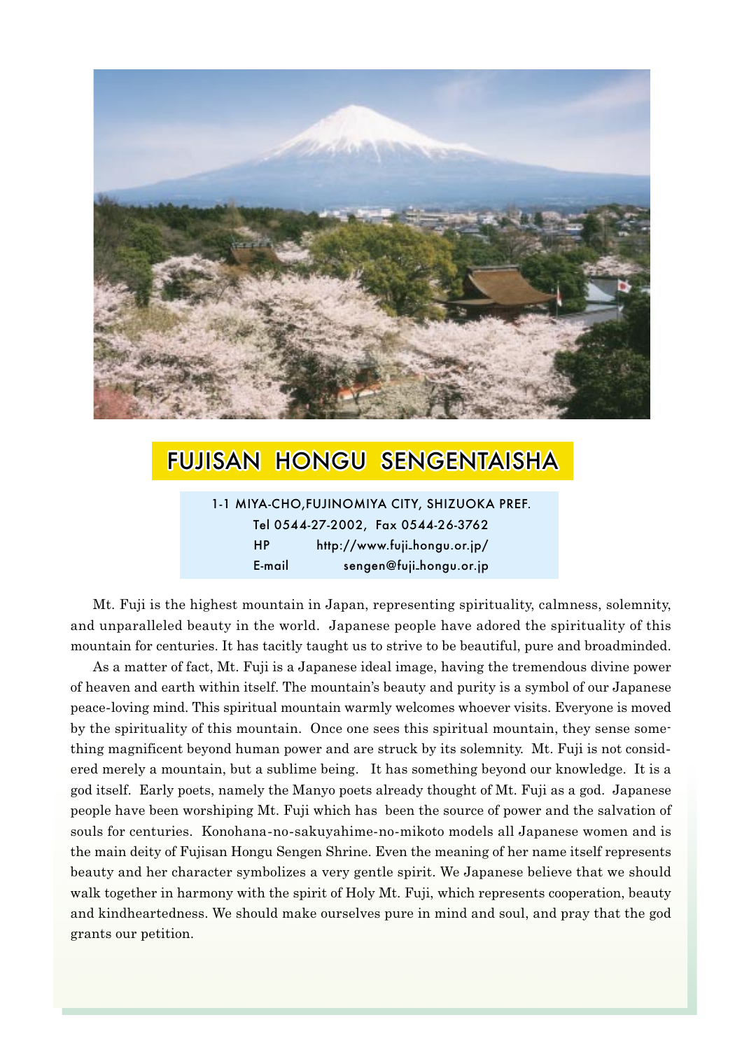# FUJISAN HONGU SENGENTAISHA

1-1 MIYA-CHO,FUJINOMIYA CITY, SHIZUOKA PREF.
Tel 0544-27-2002, Fax 0544-26-3762
HP http://www.fuji_hongu.or.jp/
E-mail sengen@fuji_hongu.or.jp

Mt. Fuji is the highest mountain in Japan, representing spirituality, calmness, solemnity, and unparalleled beauty in the world. Japanese people have adored the spirituality of this mountain for centuries. It has tacitly taught us to strive to be beautiful, pure and broadminded.

As a matter of fact, Mt. Fuji is a Japanese ideal image, having the tremendous divine power of heaven and earth within itself. The mountain's beauty and purity is a symbol of our Japanese peace-loving mind. This spiritual mountain warmly welcomes whoever visits. Everyone is moved by the spirituality of this mountain. Once one sees this spiritual mountain, they sense something magnificent beyond human power and are struck by its solemnity. Mt. Fuji is not considered merely a mountain, but a sublime being. It has something beyond our knowledge. It is a god itself. Early poets, namely the Manyo poets already thought of Mt. Fuji as a god. Japanese people have been worshiping Mt. Fuji which has been the source of power and the salvation of souls for centuries. Konohana-no-sakuyahime-no-mikoto models all Japanese women and is the main deity of Fujisan Hongu Sengen Shrine. Even the meaning of her name itself represents beauty and her character symbolizes a very gentle spirit. We Japanese believe that we should walk together in harmony with the spirit of Holy Mt. Fuji, which represents cooperation, beauty and kindheartedness. We should make ourselves pure in mind and soul, and pray that the god grants our petition.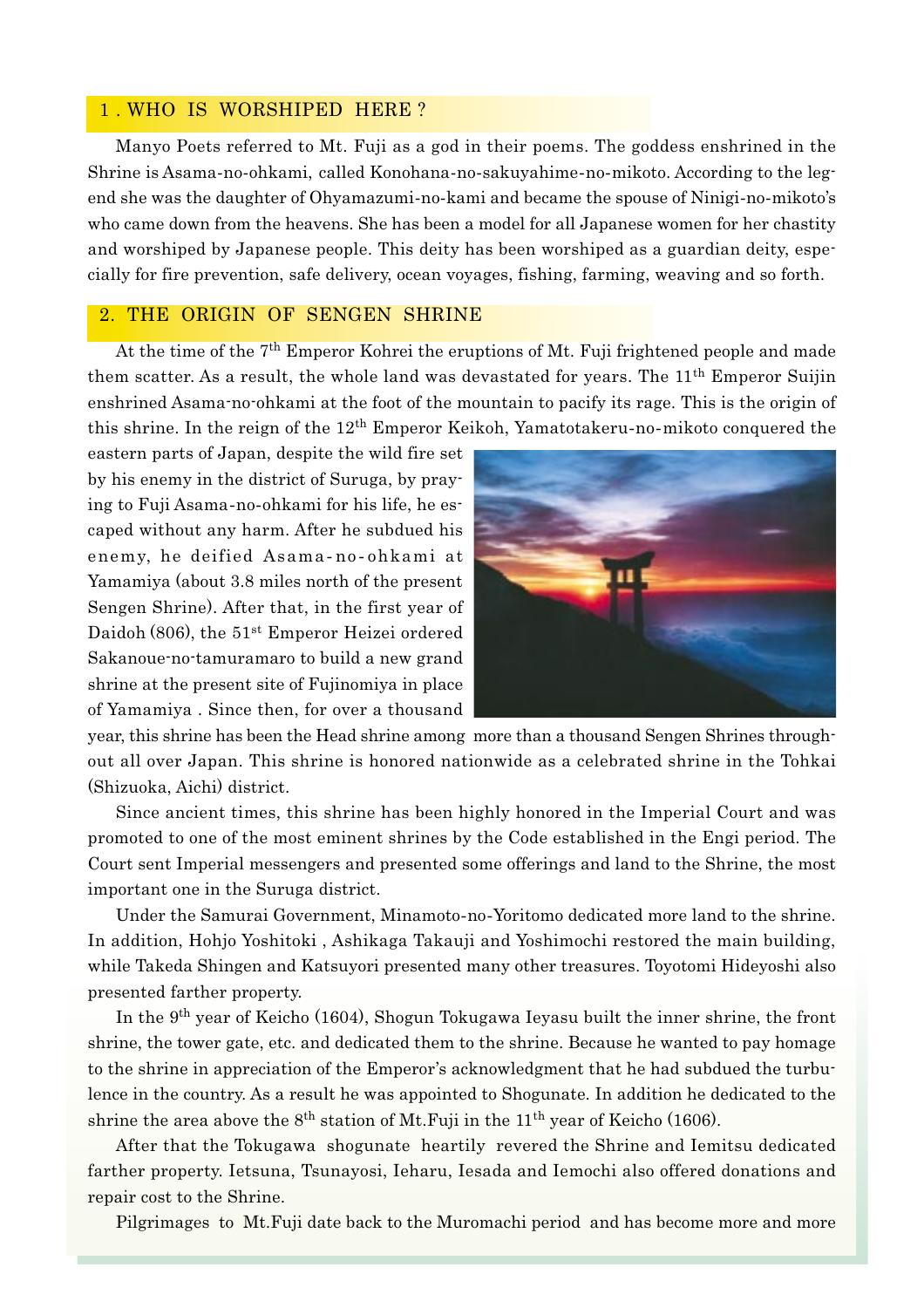## 1 . WHO IS WORSHIPED HERE ?

Manyo Poets referred to Mt. Fuji as a god in their poems. The goddess enshrined in the Shrine is Asama-no-ohkami, called Konohana-no-sakuyahime-no-mikoto. According to the legend she was the daughter of Ohyamazumi-no-kami and became the spouse of Ninigi-no-mikoto's who came down from the heavens. She has been a model for all Japanese women for her chastity and worshiped by Japanese people. This deity has been worshiped as a guardian deity, especially for fire prevention, safe delivery, ocean voyages, fishing, farming, weaving and so forth.

## 2. THE ORIGIN OF SENGEN SHRINE

At the time of the 7th Emperor Kohrei the eruptions of Mt. Fuji frightened people and made them scatter. As a result, the whole land was devastated for years. The 11th Emperor Suijin enshrined Asama-no-ohkami at the foot of the mountain to pacify its rage. This is the origin of this shrine. In the reign of the 12th Emperor Keikoh, Yamatotakeru-no-mikoto conquered the eastern parts of Japan, despite the wild fire set by his enemy in the district of Suruga, by praying to Fuji Asama-no-ohkami for his life, he escaped without any harm. After he subdued his enemy, he deified Asama-no-ohkami at Yamamiya (about 3.8 miles north of the present Sengen Shrine). After that, in the first year of Daidoh (806), the 51st Emperor Heizei ordered Sakanoue-no-tamuramaro to build a new grand shrine at the present site of Fujinomiya in place of Yamamiya . Since then, for over a thousand year, this shrine has been the Head shrine among more than a thousand Sengen Shrines throughout all over Japan. This shrine is honored nationwide as a celebrated shrine in the Tohkai (Shizuoka, Aichi) district.

Since ancient times, this shrine has been highly honored in the Imperial Court and was promoted to one of the most eminent shrines by the Code established in the Engi period. The Court sent Imperial messengers and presented some offerings and land to the Shrine, the most important one in the Suruga district.

Under the Samurai Government, Minamoto-no-Yoritomo dedicated more land to the shrine. In addition, Hohjo Yoshitoki , Ashikaga Takauji and Yoshimochi restored the main building, while Takeda Shingen and Katsuyori presented many other treasures. Toyotomi Hideyoshi also presented farther property.

In the 9th year of Keicho (1604), Shogun Tokugawa Ieyasu built the inner shrine, the front shrine, the tower gate, etc. and dedicated them to the shrine. Because he wanted to pay homage to the shrine in appreciation of the Emperor's acknowledgment that he had subdued the turbulence in the country. As a result he was appointed to Shogunate. In addition he dedicated to the shrine the area above the 8th station of Mt.Fuji in the 11th year of Keicho (1606).

After that the Tokugawa shogunate heartily revered the Shrine and Iemitsu dedicated farther property. Ietsuna, Tsunayosi, Ieharu, Iesada and Iemochi also offered donations and repair cost to the Shrine.

Pilgrimages to Mt.Fuji date back to the Muromachi period and has become more and more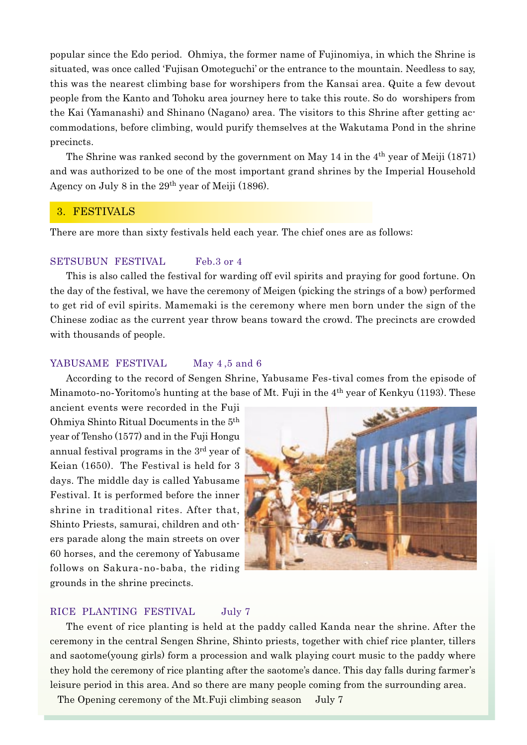popular since the Edo period. Ohmiya, the former name of Fujinomiya, in which the Shrine is situated, was once called 'Fujisan Omoteguchi' or the entrance to the mountain. Needless to say, this was the nearest climbing base for worshipers from the Kansai area. Quite a few devout people from the Kanto and Tohoku area journey here to take this route. So do worshipers from the Kai (Yamanashi) and Shinano (Nagano) area. The visitors to this Shrine after getting accommodations, before climbing, would purify themselves at the Wakutama Pond in the shrine precincts.

The Shrine was ranked second by the government on May 14 in the 4th year of Meiji (1871) and was authorized to be one of the most important grand shrines by the Imperial Household Agency on July 8 in the 29th year of Meiji (1896).

## 3. FESTIVALS

There are more than sixty festivals held each year. The chief ones are as follows:

### SETSUBUN FESTIVAL Feb.3 or 4

This is also called the festival for warding off evil spirits and praying for good fortune. On the day of the festival, we have the ceremony of Meigen (picking the strings of a bow) performed to get rid of evil spirits. Mamemaki is the ceremony where men born under the sign of the Chinese zodiac as the current year throw beans toward the crowd. The precincts are crowded with thousands of people.

### YABUSAME FESTIVAL May 4 ,5 and 6

According to the record of Sengen Shrine, Yabusame Fes-tival comes from the episode of Minamoto-no-Yoritomo's hunting at the base of Mt. Fuji in the 4th year of Kenkyu (1193). These ancient events were recorded in the Fuji Ohmiya Shinto Ritual Documents in the 5th year of Tensho (1577) and in the Fuji Hongu annual festival programs in the 3rd year of Keian (1650). The Festival is held for 3 days. The middle day is called Yabusame Festival. It is performed before the inner shrine in traditional rites. After that, Shinto Priests, samurai, children and others parade along the main streets on over 60 horses, and the ceremony of Yabusame follows on Sakura-no-baba, the riding grounds in the shrine precincts.

### RICE PLANTING FESTIVAL July 7

The event of rice planting is held at the paddy called Kanda near the shrine. After the ceremony in the central Sengen Shrine, Shinto priests, together with chief rice planter, tillers and saotome(young girls) form a procession and walk playing court music to the paddy where they hold the ceremony of rice planting after the saotome's dance. This day falls during farmer's leisure period in this area. And so there are many people coming from the surrounding area.

The Opening ceremony of the Mt.Fuji climbing season July 7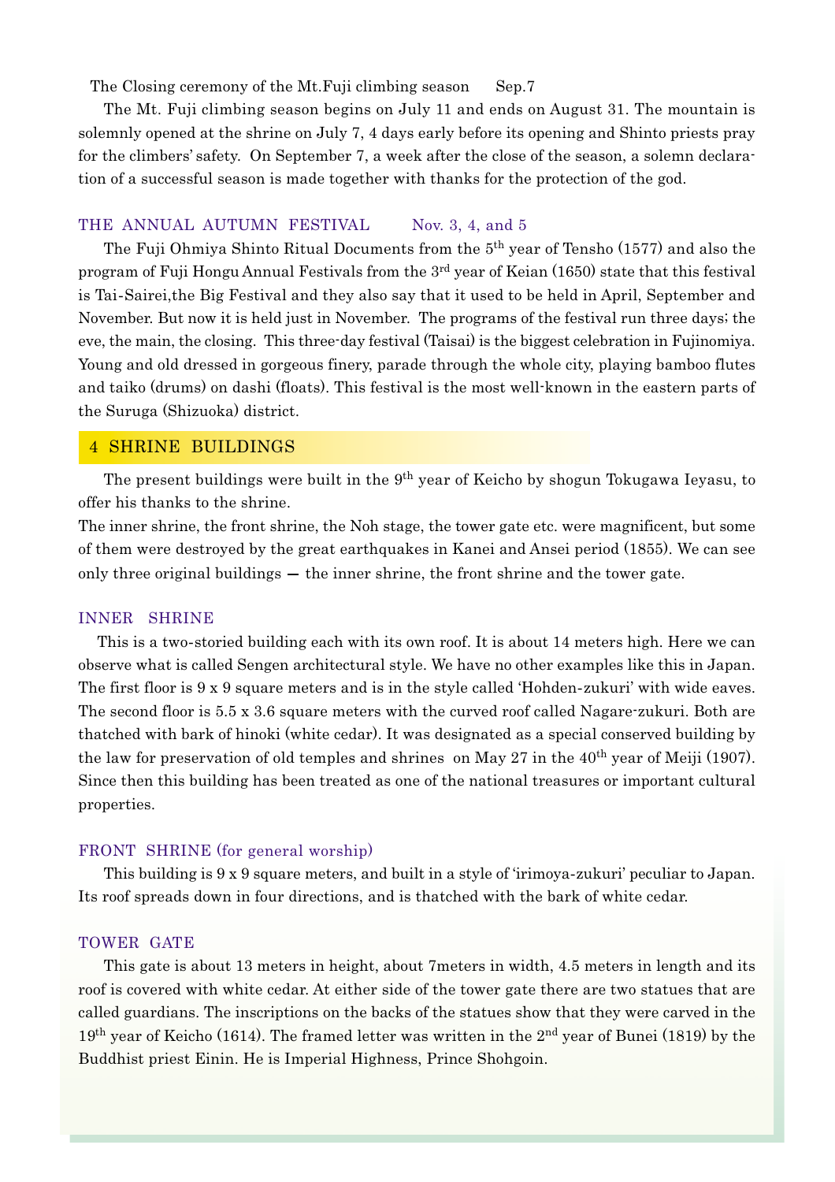The Closing ceremony of the Mt.Fuji climbing season　Sep.7

The Mt. Fuji climbing season begins on July 11 and ends on August 31. The mountain is solemnly opened at the shrine on July 7, 4 days early before its opening and Shinto priests pray for the climbers' safety. On September 7, a week after the close of the season, a solemn declaration of a successful season is made together with thanks for the protection of the god.

### THE ANNUAL AUTUMN FESTIVAL　Nov. 3, 4, and 5

The Fuji Ohmiya Shinto Ritual Documents from the 5th year of Tensho (1577) and also the program of Fuji Hongu Annual Festivals from the 3rd year of Keian (1650) state that this festival is Tai-Sairei,the Big Festival and they also say that it used to be held in April, September and November. But now it is held just in November. The programs of the festival run three days; the eve, the main, the closing. This three-day festival (Taisai) is the biggest celebration in Fujinomiya. Young and old dressed in gorgeous finery, parade through the whole city, playing bamboo flutes and taiko (drums) on dashi (floats). This festival is the most well-known in the eastern parts of the Suruga (Shizuoka) district.

## 4 SHRINE BUILDINGS

The present buildings were built in the 9th year of Keicho by shogun Tokugawa Ieyasu, to offer his thanks to the shrine.

The inner shrine, the front shrine, the Noh stage, the tower gate etc. were magnificent, but some of them were destroyed by the great earthquakes in Kanei and Ansei period (1855). We can see only three original buildings — the inner shrine, the front shrine and the tower gate.

### INNER SHRINE

This is a two-storied building each with its own roof. It is about 14 meters high. Here we can observe what is called Sengen architectural style. We have no other examples like this in Japan. The first floor is 9 x 9 square meters and is in the style called 'Hohden-zukuri' with wide eaves. The second floor is 5.5 x 3.6 square meters with the curved roof called Nagare-zukuri. Both are thatched with bark of hinoki (white cedar). It was designated as a special conserved building by the law for preservation of old temples and shrines on May 27 in the 40th year of Meiji (1907). Since then this building has been treated as one of the national treasures or important cultural properties.

### FRONT SHRINE (for general worship)

This building is 9 x 9 square meters, and built in a style of 'irimoya-zukuri' peculiar to Japan. Its roof spreads down in four directions, and is thatched with the bark of white cedar.

### TOWER GATE

This gate is about 13 meters in height, about 7meters in width, 4.5 meters in length and its roof is covered with white cedar. At either side of the tower gate there are two statues that are called guardians. The inscriptions on the backs of the statues show that they were carved in the 19th year of Keicho (1614). The framed letter was written in the 2nd year of Bunei (1819) by the Buddhist priest Einin. He is Imperial Highness, Prince Shohgoin.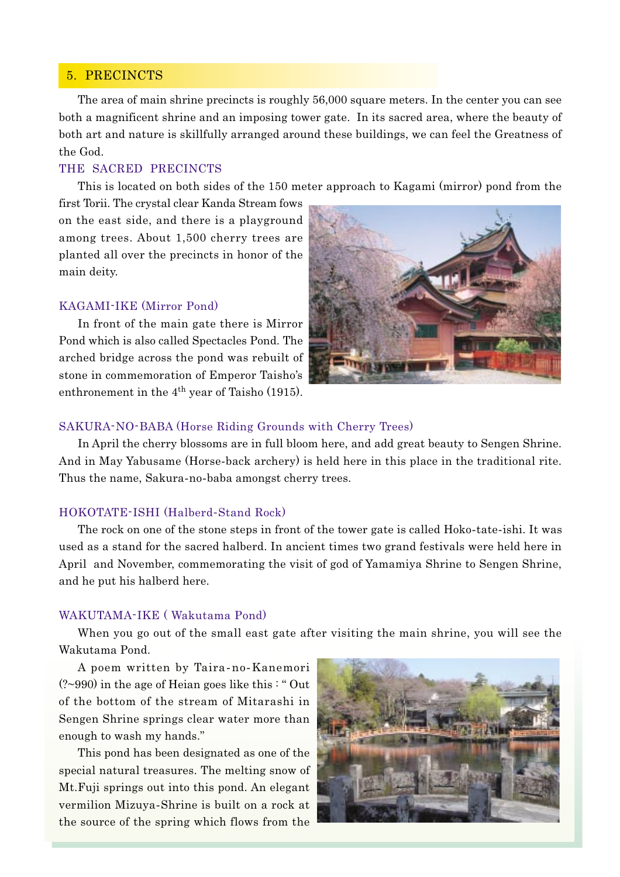## 5. PRECINCTS

The area of main shrine precincts is roughly 56,000 square meters. In the center you can see both a magnificent shrine and an imposing tower gate. In its sacred area, where the beauty of both art and nature is skillfully arranged around these buildings, we can feel the Greatness of the God.

### THE SACRED PRECINCTS

This is located on both sides of the 150 meter approach to Kagami (mirror) pond from the first Torii. The crystal clear Kanda Stream fows on the east side, and there is a playground among trees. About 1,500 cherry trees are planted all over the precincts in honor of the main deity.

### KAGAMI-IKE (Mirror Pond)

In front of the main gate there is Mirror Pond which is also called Spectacles Pond. The arched bridge across the pond was rebuilt of stone in commemoration of Emperor Taisho's enthronement in the 4th year of Taisho (1915).

### SAKURA-NO-BABA (Horse Riding Grounds with Cherry Trees)

In April the cherry blossoms are in full bloom here, and add great beauty to Sengen Shrine. And in May Yabusame (Horse-back archery) is held here in this place in the traditional rite. Thus the name, Sakura-no-baba amongst cherry trees.

### HOKOTATE-ISHI (Halberd-Stand Rock)

The rock on one of the stone steps in front of the tower gate is called Hoko-tate-ishi. It was used as a stand for the sacred halberd. In ancient times two grand festivals were held here in April and November, commemorating the visit of god of Yamamiya Shrine to Sengen Shrine, and he put his halberd here.

### WAKUTAMA-IKE ( Wakutama Pond)

When you go out of the small east gate after visiting the main shrine, you will see the Wakutama Pond.

A poem written by Taira-no-Kanemori (?~990) in the age of Heian goes like this : " Out of the bottom of the stream of Mitarashi in Sengen Shrine springs clear water more than enough to wash my hands."

This pond has been designated as one of the special natural treasures. The melting snow of Mt.Fuji springs out into this pond. An elegant vermilion Mizuya-Shrine is built on a rock at the source of the spring which flows from the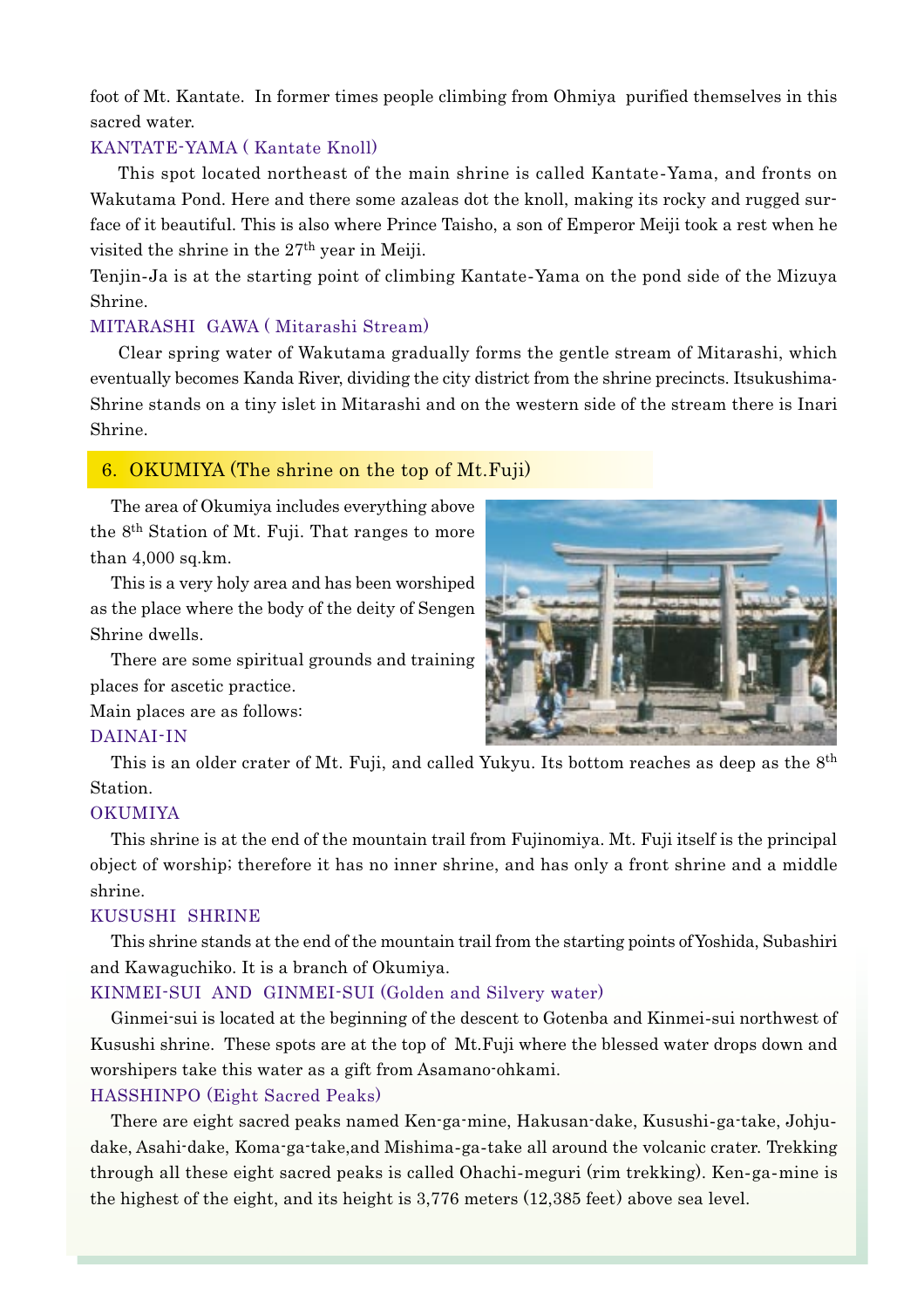foot of Mt. Kantate. In former times people climbing from Ohmiya purified themselves in this sacred water.

### KANTATE-YAMA ( Kantate Knoll)

This spot located northeast of the main shrine is called Kantate-Yama, and fronts on Wakutama Pond. Here and there some azaleas dot the knoll, making its rocky and rugged surface of it beautiful. This is also where Prince Taisho, a son of Emperor Meiji took a rest when he visited the shrine in the 27th year in Meiji.

Tenjin-Ja is at the starting point of climbing Kantate-Yama on the pond side of the Mizuya Shrine.

### MITARASHI GAWA ( Mitarashi Stream)

Clear spring water of Wakutama gradually forms the gentle stream of Mitarashi, which eventually becomes Kanda River, dividing the city district from the shrine precincts. Itsukushima-Shrine stands on a tiny islet in Mitarashi and on the western side of the stream there is Inari Shrine.

## 6. OKUMIYA (The shrine on the top of Mt.Fuji)

The area of Okumiya includes everything above the 8th Station of Mt. Fuji. That ranges to more than 4,000 sq.km.

This is a very holy area and has been worshiped as the place where the body of the deity of Sengen Shrine dwells.

There are some spiritual grounds and training places for ascetic practice.

Main places are as follows:

### DAINAI-IN

This is an older crater of Mt. Fuji, and called Yukyu. Its bottom reaches as deep as the 8th Station.

### OKUMIYA

This shrine is at the end of the mountain trail from Fujinomiya. Mt. Fuji itself is the principal object of worship; therefore it has no inner shrine, and has only a front shrine and a middle shrine.

### KUSUSHI SHRINE

This shrine stands at the end of the mountain trail from the starting points of Yoshida, Subashiri and Kawaguchiko. It is a branch of Okumiya.

### KINMEI-SUI AND GINMEI-SUI (Golden and Silvery water)

Ginmei-sui is located at the beginning of the descent to Gotenba and Kinmei-sui northwest of Kusushi shrine. These spots are at the top of Mt.Fuji where the blessed water drops down and worshipers take this water as a gift from Asamano-ohkami.

### HASSHINPO (Eight Sacred Peaks)

There are eight sacred peaks named Ken-ga-mine, Hakusan-dake, Kusushi-ga-take, Johju-dake, Asahi-dake, Koma-ga-take,and Mishima-ga-take all around the volcanic crater. Trekking through all these eight sacred peaks is called Ohachi-meguri (rim trekking). Ken-ga-mine is the highest of the eight, and its height is 3,776 meters (12,385 feet) above sea level.